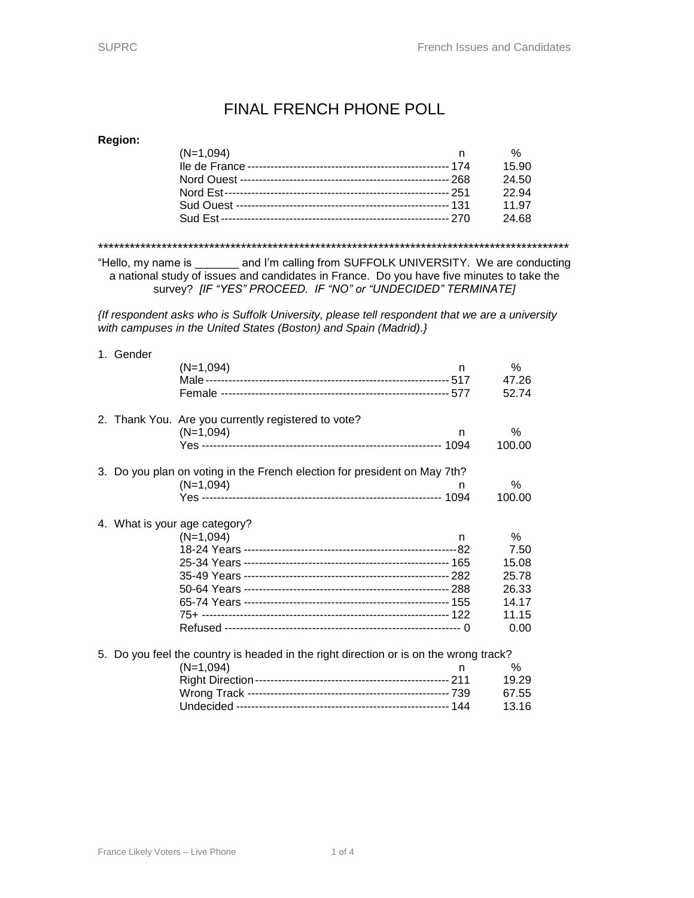# FINAL FRENCH PHONE POLL

**Region:**

| (N=1,094) | n | % |
|---|---|---|
| Ile de France | 174 | 15.90 |
| Nord Ouest | 268 | 24.50 |
| Nord Est | 251 | 22.94 |
| Sud Ouest | 131 | 11.97 |
| Sud Est | 270 | 24.68 |

******************************************************************************************

"Hello, my name is _______ and I'm calling from SUFFOLK UNIVERSITY. We are conducting a national study of issues and candidates in France. Do you have five minutes to take the survey? *[IF "YES" PROCEED. IF "NO" or "UNDECIDED" TERMINATE]*

*{If respondent asks who is Suffolk University, please tell respondent that we are a university with campuses in the United States (Boston) and Spain (Madrid).}*

1. Gender

| (N=1,094) | n | % |
|---|---|---|
| Male | 517 | 47.26 |
| Female | 577 | 52.74 |

2. Thank You. Are you currently registered to vote?

| (N=1,094) | n | % |
|---|---|---|
| Yes | 1094 | 100.00 |

3. Do you plan on voting in the French election for president on May 7th?

| (N=1,094) | n | % |
|---|---|---|
| Yes | 1094 | 100.00 |

4. What is your age category?

| (N=1,094) | n | % |
|---|---|---|
| 18-24 Years | 82 | 7.50 |
| 25-34 Years | 165 | 15.08 |
| 35-49 Years | 282 | 25.78 |
| 50-64 Years | 288 | 26.33 |
| 65-74 Years | 155 | 14.17 |
| 75+ | 122 | 11.15 |
| Refused | 0 | 0.00 |

5. Do you feel the country is headed in the right direction or is on the wrong track?

| (N=1,094) | n | % |
|---|---|---|
| Right Direction | 211 | 19.29 |
| Wrong Track | 739 | 67.55 |
| Undecided | 144 | 13.16 |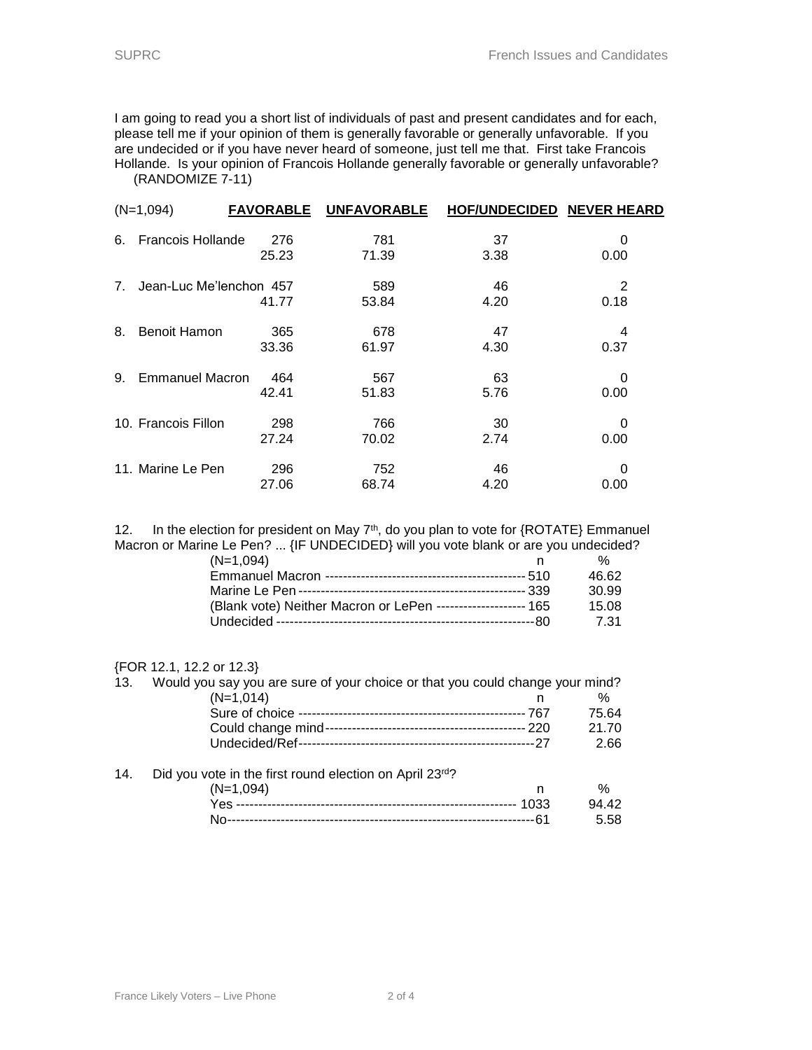I am going to read you a short list of individuals of past and present candidates and for each, please tell me if your opinion of them is generally favorable or generally unfavorable. If you are undecided or if you have never heard of someone, just tell me that. First take Francois Hollande. Is your opinion of Francois Hollande generally favorable or generally unfavorable? (RANDOMIZE 7-11)

| (N=1,094) | FAVORABLE | UNFAVORABLE | HOF/UNDECIDED | NEVER HEARD |
|---|---|---|---|---|
| 6. Francois Hollande | 276<br>25.23 | 781<br>71.39 | 37<br>3.38 | 0<br>0.00 |
| 7. Jean-Luc Me'lenchon | 457<br>41.77 | 589<br>53.84 | 46<br>4.20 | 2<br>0.18 |
| 8. Benoit Hamon | 365<br>33.36 | 678<br>61.97 | 47<br>4.30 | 4<br>0.37 |
| 9. Emmanuel Macron | 464<br>42.41 | 567<br>51.83 | 63<br>5.76 | 0<br>0.00 |
| 10. Francois Fillon | 298<br>27.24 | 766<br>70.02 | 30<br>2.74 | 0<br>0.00 |
| 11. Marine Le Pen | 296<br>27.06 | 752<br>68.74 | 46<br>4.20 | 0<br>0.00 |

12. In the election for president on May 7th, do you plan to vote for {ROTATE} Emmanuel Macron or Marine Le Pen? ... {IF UNDECIDED} will you vote blank or are you undecided?

| (N=1,094) | n | % |
|---|---|---|
| Emmanuel Macron | 510 | 46.62 |
| Marine Le Pen | 339 | 30.99 |
| (Blank vote) Neither Macron or LePen | 165 | 15.08 |
| Undecided | 80 | 7.31 |

{FOR 12.1, 12.2 or 12.3}

13. Would you say you are sure of your choice or that you could change your mind?

| (N=1,014) | n | % |
|---|---|---|
| Sure of choice | 767 | 75.64 |
| Could change mind | 220 | 21.70 |
| Undecided/Ref | 27 | 2.66 |

14. Did you vote in the first round election on April 23rd?

| (N=1,094) | n | % |
|---|---|---|
| Yes | 1033 | 94.42 |
| No | 61 | 5.58 |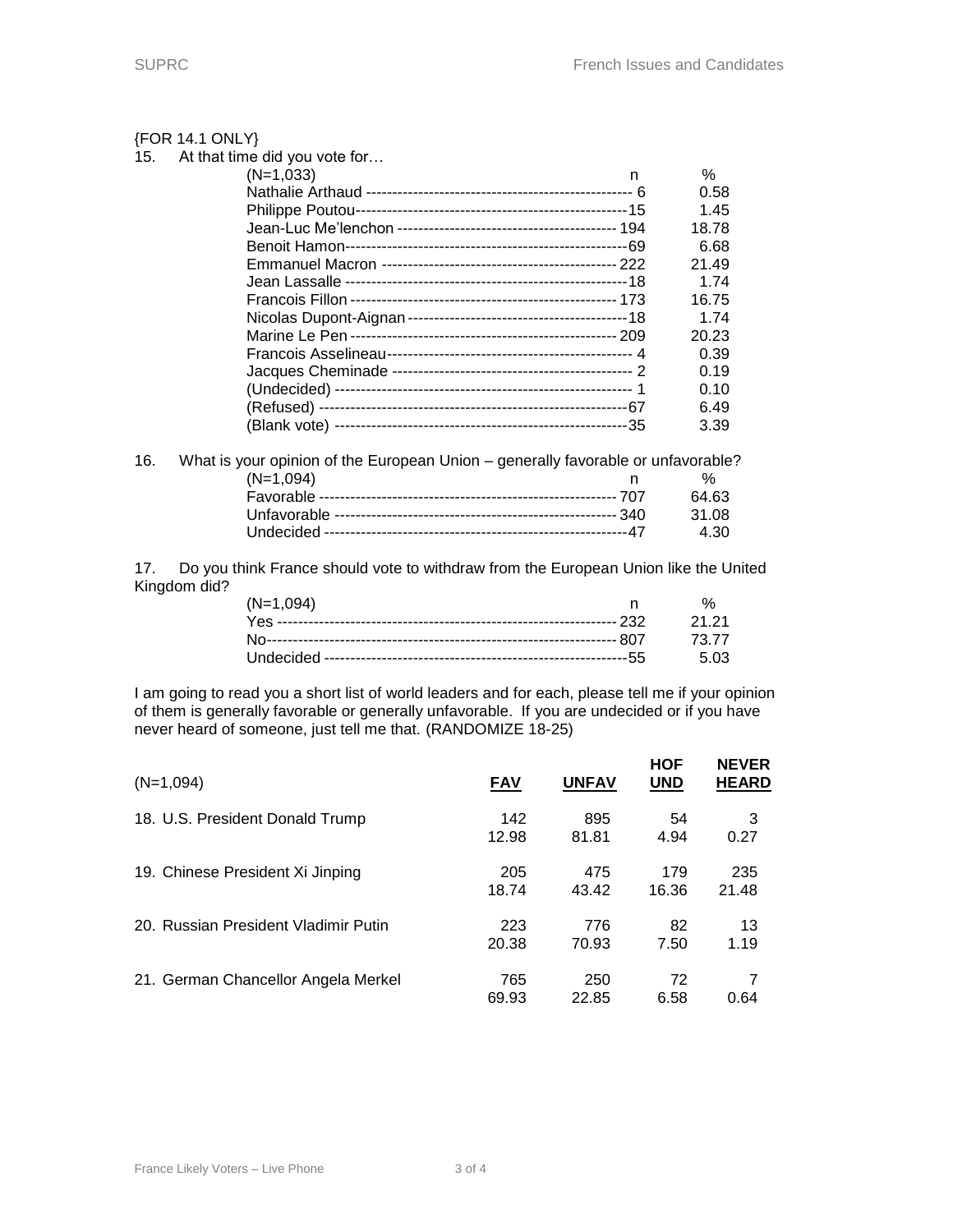{FOR 14.1 ONLY}

15. At that time did you vote for…

| (N=1,033) | n | % |
|---|---|---|
| Nathalie Arthaud | 6 | 0.58 |
| Philippe Poutou | 15 | 1.45 |
| Jean-Luc Me'lenchon | 194 | 18.78 |
| Benoit Hamon | 69 | 6.68 |
| Emmanuel Macron | 222 | 21.49 |
| Jean Lassalle | 18 | 1.74 |
| Francois Fillon | 173 | 16.75 |
| Nicolas Dupont-Aignan | 18 | 1.74 |
| Marine Le Pen | 209 | 20.23 |
| Francois Asselineau | 4 | 0.39 |
| Jacques Cheminade | 2 | 0.19 |
| (Undecided) | 1 | 0.10 |
| (Refused) | 67 | 6.49 |
| (Blank vote) | 35 | 3.39 |

16. What is your opinion of the European Union – generally favorable or unfavorable?

| (N=1,094) | n | % |
|---|---|---|
| Favorable | 707 | 64.63 |
| Unfavorable | 340 | 31.08 |
| Undecided | 47 | 4.30 |

17. Do you think France should vote to withdraw from the European Union like the United Kingdom did?

| (N=1,094) | n | % |
|---|---|---|
| Yes | 232 | 21.21 |
| No | 807 | 73.77 |
| Undecided | 55 | 5.03 |

I am going to read you a short list of world leaders and for each, please tell me if your opinion of them is generally favorable or generally unfavorable. If you are undecided or if you have never heard of someone, just tell me that. (RANDOMIZE 18-25)

| (N=1,094) | FAV | UNFAV | HOF UND | NEVER HEARD |
|---|---|---|---|---|
| 18. U.S. President Donald Trump | 142<br>12.98 | 895<br>81.81 | 54<br>4.94 | 3<br>0.27 |
| 19. Chinese President Xi Jinping | 205<br>18.74 | 475<br>43.42 | 179<br>16.36 | 235<br>21.48 |
| 20. Russian President Vladimir Putin | 223<br>20.38 | 776<br>70.93 | 82<br>7.50 | 13<br>1.19 |
| 21. German Chancellor Angela Merkel | 765<br>69.93 | 250<br>22.85 | 72<br>6.58 | 7<br>0.64 |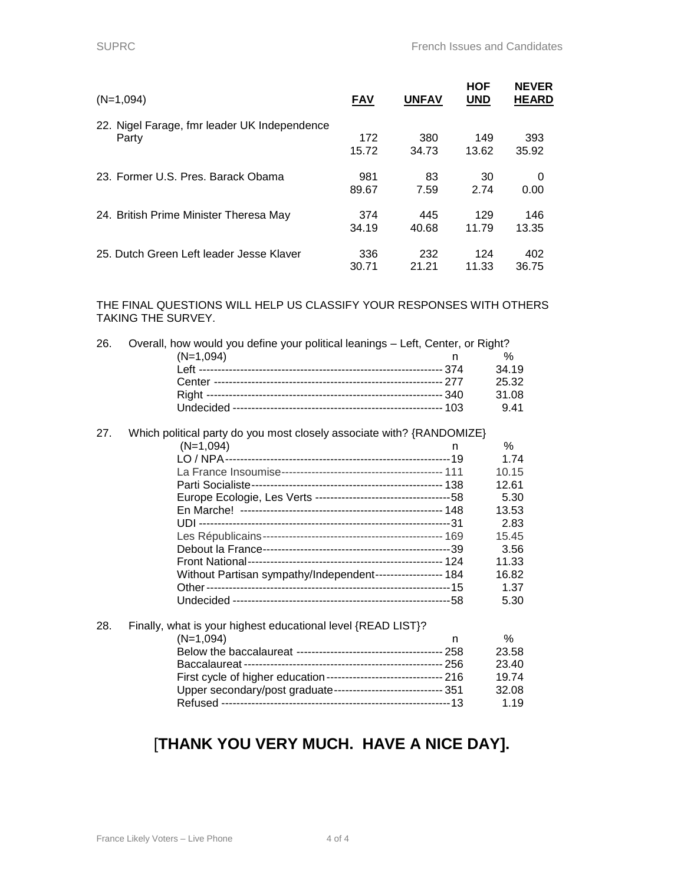| (N=1,094) | FAV | UNFAV | HOF UND | NEVER HEARD |
|---|---|---|---|---|
| 22. Nigel Farage, fmr leader UK Independence Party | 172 | 380 | 149 | 393 |
| | 15.72 | 34.73 | 13.62 | 35.92 |
| 23. Former U.S. Pres. Barack Obama | 981 | 83 | 30 | 0 |
| | 89.67 | 7.59 | 2.74 | 0.00 |
| 24. British Prime Minister Theresa May | 374 | 445 | 129 | 146 |
| | 34.19 | 40.68 | 11.79 | 13.35 |
| 25. Dutch Green Left leader Jesse Klaver | 336 | 232 | 124 | 402 |
| | 30.71 | 21.21 | 11.33 | 36.75 |

THE FINAL QUESTIONS WILL HELP US CLASSIFY YOUR RESPONSES WITH OTHERS TAKING THE SURVEY.

26. Overall, how would you define your political leanings – Left, Center, or Right?

| (N=1,094) | n | % |
|---|---|---|
| Left | 374 | 34.19 |
| Center | 277 | 25.32 |
| Right | 340 | 31.08 |
| Undecided | 103 | 9.41 |

27. Which political party do you most closely associate with? {RANDOMIZE}

| (N=1,094) | n | % |
|---|---|---|
| LO / NPA | 19 | 1.74 |
| La France Insoumise | 111 | 10.15 |
| Parti Socialiste | 138 | 12.61 |
| Europe Ecologie, Les Verts | 58 | 5.30 |
| En Marche! | 148 | 13.53 |
| UDI | 31 | 2.83 |
| Les Républicains | 169 | 15.45 |
| Debout la France | 39 | 3.56 |
| Front National | 124 | 11.33 |
| Without Partisan sympathy/Independent | 184 | 16.82 |
| Other | 15 | 1.37 |
| Undecided | 58 | 5.30 |

28. Finally, what is your highest educational level {READ LIST}?

| (N=1,094) | n | % |
|---|---|---|
| Below the baccalaureat | 258 | 23.58 |
| Baccalaureat | 256 | 23.40 |
| First cycle of higher education | 216 | 19.74 |
| Upper secondary/post graduate | 351 | 32.08 |
| Refused | 13 | 1.19 |

## [THANK YOU VERY MUCH. HAVE A NICE DAY].